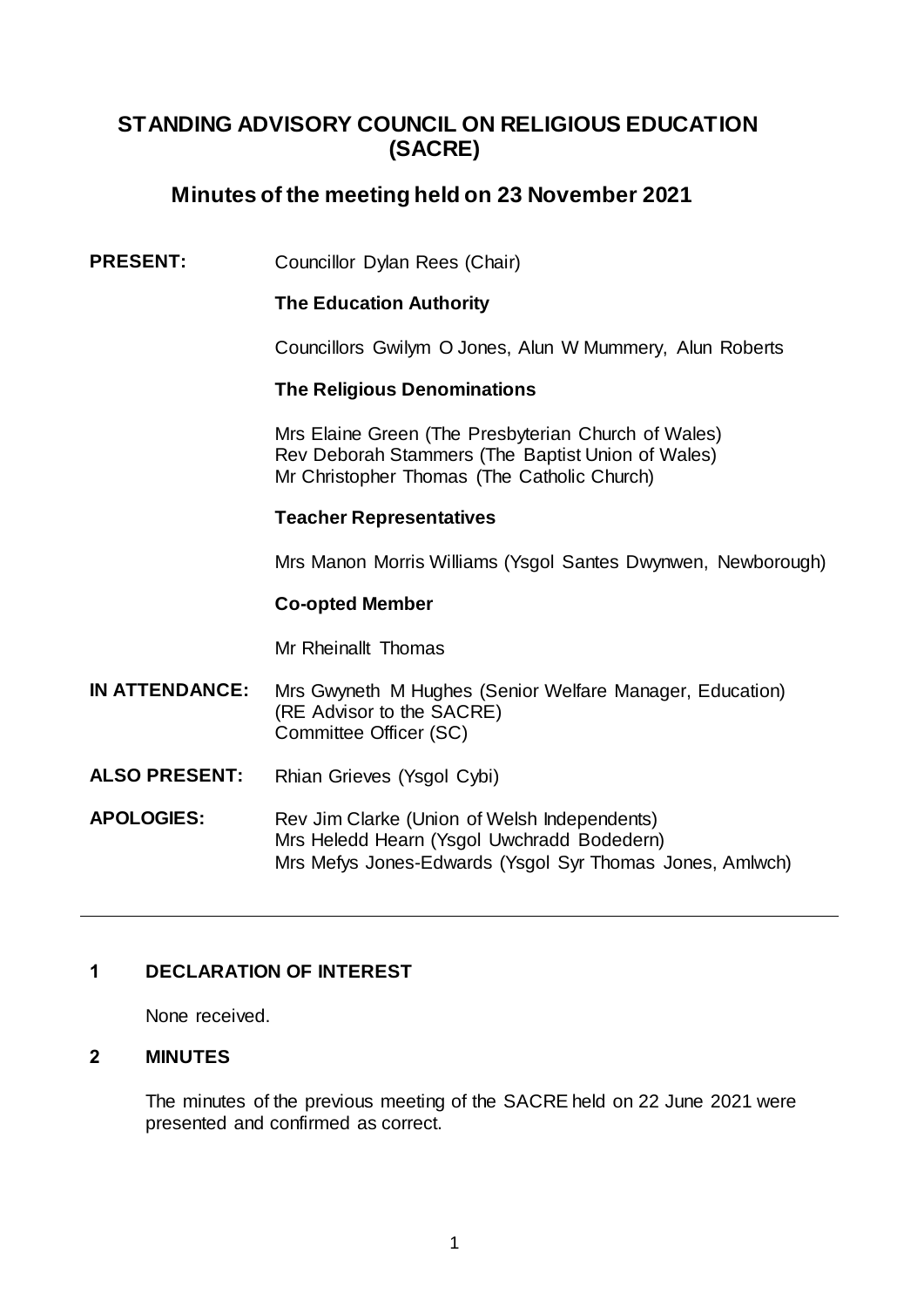# STANDING ADVISORY COUNCIL ON RELIGIOUS EDUCATION (SACRE)

## Minutes of the meeting held on 23 November 2021

**PRESENT:** Councillor Dylan Rees (Chair)

**The Education Authority**

Councillors Gwilym O Jones, Alun W Mummery, Alun Roberts

**The Religious Denominations**

Mrs Elaine Green (The Presbyterian Church of Wales)
Rev Deborah Stammers (The Baptist Union of Wales)
Mr Christopher Thomas (The Catholic Church)

**Teacher Representatives**

Mrs Manon Morris Williams (Ysgol Santes Dwynwen, Newborough)

**Co-opted Member**

Mr Rheinallt Thomas

**IN ATTENDANCE:** Mrs Gwyneth M Hughes (Senior Welfare Manager, Education) (RE Advisor to the SACRE)
Committee Officer (SC)

**ALSO PRESENT:** Rhian Grieves (Ysgol Cybi)

**APOLOGIES:** Rev Jim Clarke (Union of Welsh Independents)
Mrs Heledd Hearn (Ysgol Uwchradd Bodedern)
Mrs Mefys Jones-Edwards (Ysgol Syr Thomas Jones, Amlwch)

---

### 1 DECLARATION OF INTEREST

None received.

### 2 MINUTES

The minutes of the previous meeting of the SACRE held on 22 June 2021 were presented and confirmed as correct.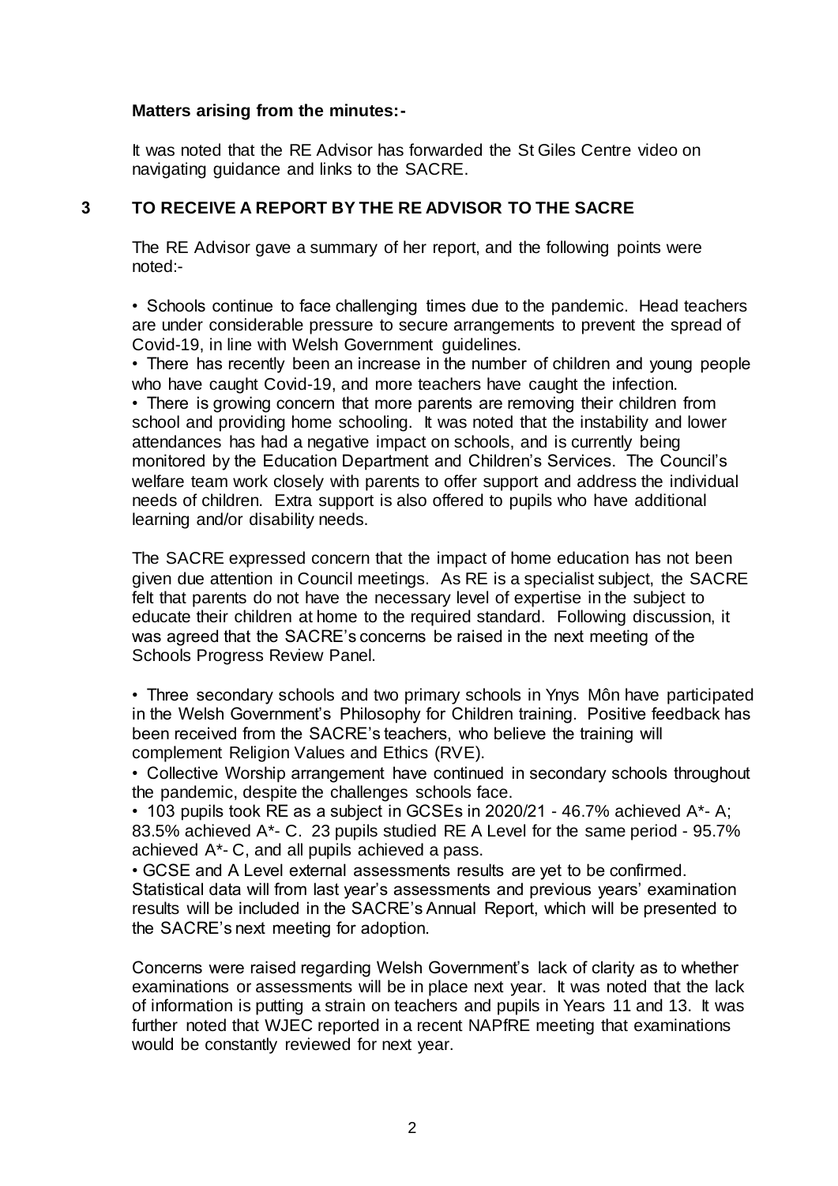**Matters arising from the minutes:-**

It was noted that the RE Advisor has forwarded the St Giles Centre video on navigating guidance and links to the SACRE.

## 3 TO RECEIVE A REPORT BY THE RE ADVISOR TO THE SACRE

The RE Advisor gave a summary of her report, and the following points were noted:-

• Schools continue to face challenging times due to the pandemic. Head teachers are under considerable pressure to secure arrangements to prevent the spread of Covid-19, in line with Welsh Government guidelines.
• There has recently been an increase in the number of children and young people who have caught Covid-19, and more teachers have caught the infection.
• There is growing concern that more parents are removing their children from school and providing home schooling. It was noted that the instability and lower attendances has had a negative impact on schools, and is currently being monitored by the Education Department and Children's Services. The Council's welfare team work closely with parents to offer support and address the individual needs of children. Extra support is also offered to pupils who have additional learning and/or disability needs.

The SACRE expressed concern that the impact of home education has not been given due attention in Council meetings. As RE is a specialist subject, the SACRE felt that parents do not have the necessary level of expertise in the subject to educate their children at home to the required standard. Following discussion, it was agreed that the SACRE's concerns be raised in the next meeting of the Schools Progress Review Panel.

• Three secondary schools and two primary schools in Ynys Môn have participated in the Welsh Government's Philosophy for Children training. Positive feedback has been received from the SACRE's teachers, who believe the training will complement Religion Values and Ethics (RVE).
• Collective Worship arrangement have continued in secondary schools throughout the pandemic, despite the challenges schools face.
• 103 pupils took RE as a subject in GCSEs in 2020/21 - 46.7% achieved A*- A; 83.5% achieved A*- C. 23 pupils studied RE A Level for the same period - 95.7% achieved A*- C, and all pupils achieved a pass.
• GCSE and A Level external assessments results are yet to be confirmed. Statistical data will from last year's assessments and previous years' examination results will be included in the SACRE's Annual Report, which will be presented to the SACRE's next meeting for adoption.

Concerns were raised regarding Welsh Government's lack of clarity as to whether examinations or assessments will be in place next year. It was noted that the lack of information is putting a strain on teachers and pupils in Years 11 and 13. It was further noted that WJEC reported in a recent NAPfRE meeting that examinations would be constantly reviewed for next year.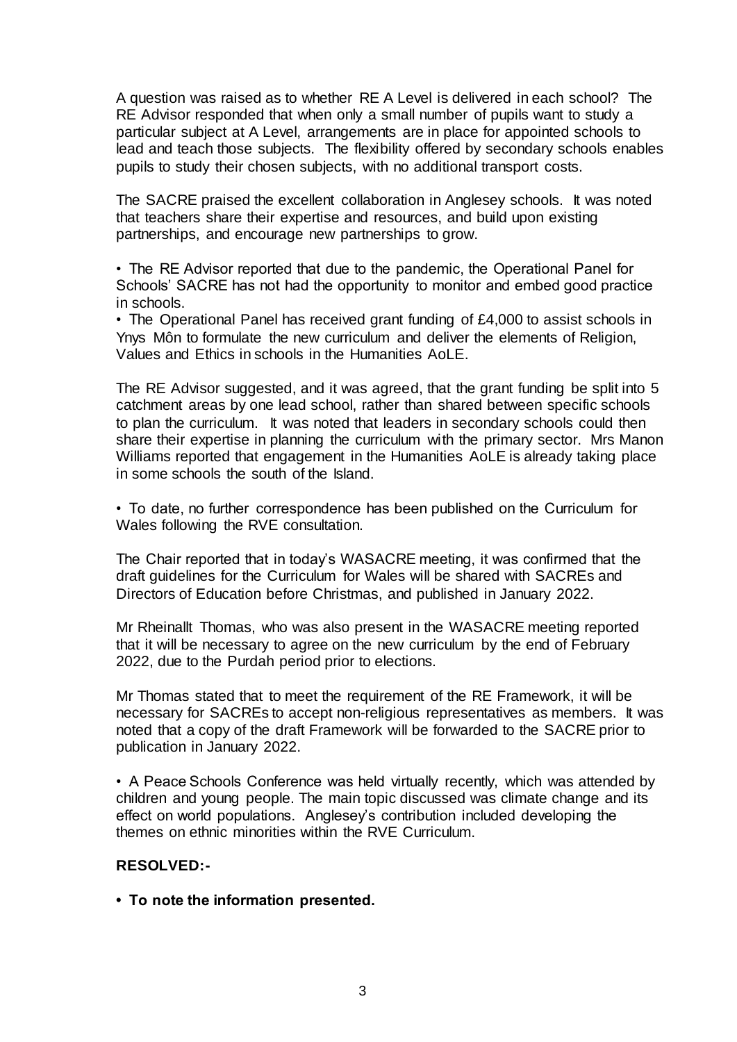A question was raised as to whether RE A Level is delivered in each school? The RE Advisor responded that when only a small number of pupils want to study a particular subject at A Level, arrangements are in place for appointed schools to lead and teach those subjects. The flexibility offered by secondary schools enables pupils to study their chosen subjects, with no additional transport costs.

The SACRE praised the excellent collaboration in Anglesey schools. It was noted that teachers share their expertise and resources, and build upon existing partnerships, and encourage new partnerships to grow.

- The RE Advisor reported that due to the pandemic, the Operational Panel for Schools' SACRE has not had the opportunity to monitor and embed good practice in schools.
- The Operational Panel has received grant funding of £4,000 to assist schools in Ynys Môn to formulate the new curriculum and deliver the elements of Religion, Values and Ethics in schools in the Humanities AoLE.

The RE Advisor suggested, and it was agreed, that the grant funding be split into 5 catchment areas by one lead school, rather than shared between specific schools to plan the curriculum. It was noted that leaders in secondary schools could then share their expertise in planning the curriculum with the primary sector. Mrs Manon Williams reported that engagement in the Humanities AoLE is already taking place in some schools the south of the Island.

- To date, no further correspondence has been published on the Curriculum for Wales following the RVE consultation.

The Chair reported that in today's WASACRE meeting, it was confirmed that the draft guidelines for the Curriculum for Wales will be shared with SACREs and Directors of Education before Christmas, and published in January 2022.

Mr Rheinallt Thomas, who was also present in the WASACRE meeting reported that it will be necessary to agree on the new curriculum by the end of February 2022, due to the Purdah period prior to elections.

Mr Thomas stated that to meet the requirement of the RE Framework, it will be necessary for SACREs to accept non-religious representatives as members. It was noted that a copy of the draft Framework will be forwarded to the SACRE prior to publication in January 2022.

- A Peace Schools Conference was held virtually recently, which was attended by children and young people. The main topic discussed was climate change and its effect on world populations. Anglesey's contribution included developing the themes on ethnic minorities within the RVE Curriculum.

**RESOLVED:-**

- **To note the information presented.**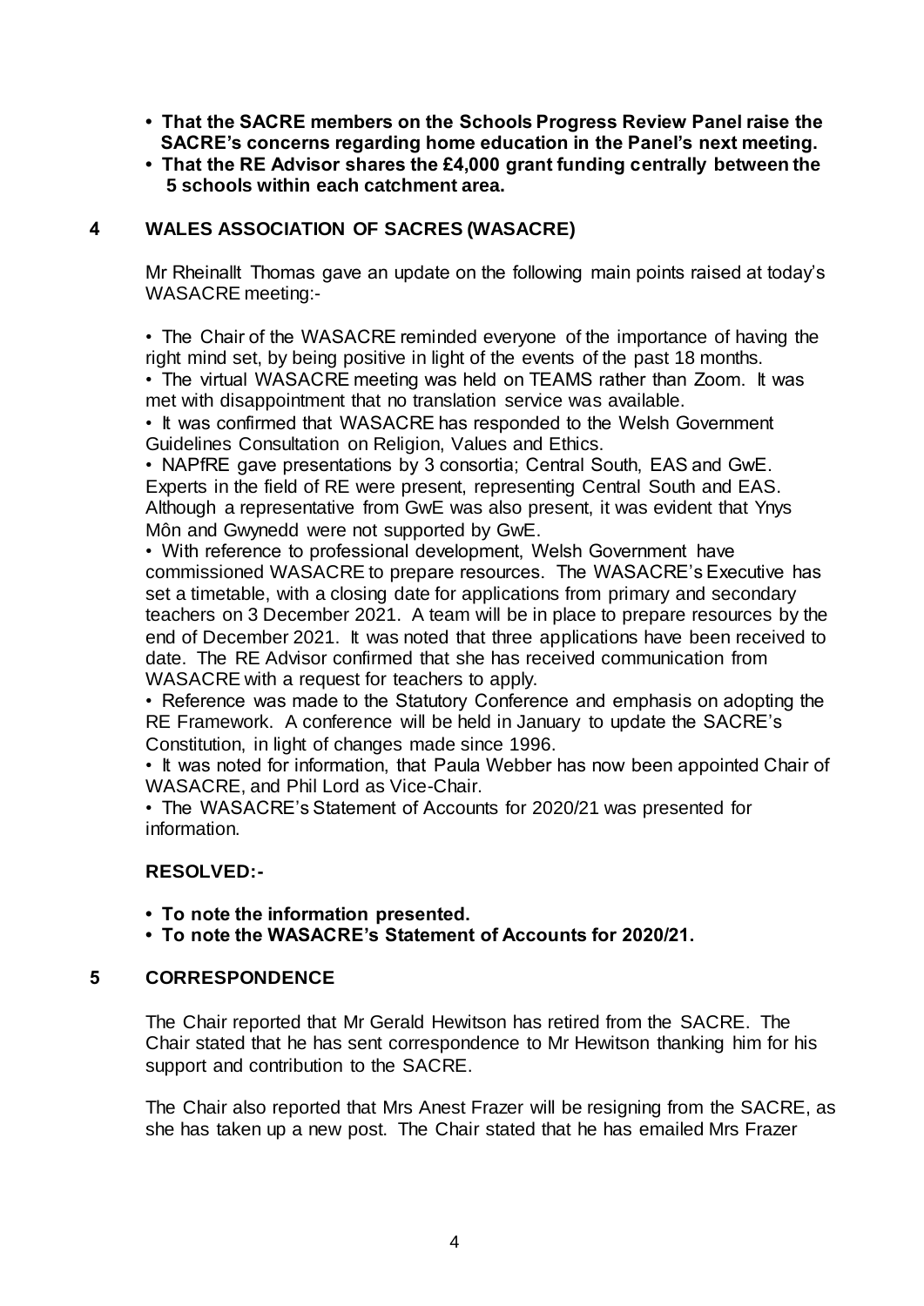- **That the SACRE members on the Schools Progress Review Panel raise the SACRE's concerns regarding home education in the Panel's next meeting.**
- **That the RE Advisor shares the £4,000 grant funding centrally between the 5 schools within each catchment area.**

## 4 WALES ASSOCIATION OF SACRES (WASACRE)

Mr Rheinallt Thomas gave an update on the following main points raised at today's WASACRE meeting:-

- The Chair of the WASACRE reminded everyone of the importance of having the right mind set, by being positive in light of the events of the past 18 months.
- The virtual WASACRE meeting was held on TEAMS rather than Zoom. It was met with disappointment that no translation service was available.
- It was confirmed that WASACRE has responded to the Welsh Government Guidelines Consultation on Religion, Values and Ethics.
- NAPfRE gave presentations by 3 consortia; Central South, EAS and GwE. Experts in the field of RE were present, representing Central South and EAS. Although a representative from GwE was also present, it was evident that Ynys Môn and Gwynedd were not supported by GwE.
- With reference to professional development, Welsh Government have commissioned WASACRE to prepare resources. The WASACRE's Executive has set a timetable, with a closing date for applications from primary and secondary teachers on 3 December 2021. A team will be in place to prepare resources by the end of December 2021. It was noted that three applications have been received to date. The RE Advisor confirmed that she has received communication from WASACRE with a request for teachers to apply.
- Reference was made to the Statutory Conference and emphasis on adopting the RE Framework. A conference will be held in January to update the SACRE's Constitution, in light of changes made since 1996.
- It was noted for information, that Paula Webber has now been appointed Chair of WASACRE, and Phil Lord as Vice-Chair.
- The WASACRE's Statement of Accounts for 2020/21 was presented for information.

**RESOLVED:-**

- **To note the information presented.**
- **To note the WASACRE's Statement of Accounts for 2020/21.**

## 5 CORRESPONDENCE

The Chair reported that Mr Gerald Hewitson has retired from the SACRE. The Chair stated that he has sent correspondence to Mr Hewitson thanking him for his support and contribution to the SACRE.

The Chair also reported that Mrs Anest Frazer will be resigning from the SACRE, as she has taken up a new post. The Chair stated that he has emailed Mrs Frazer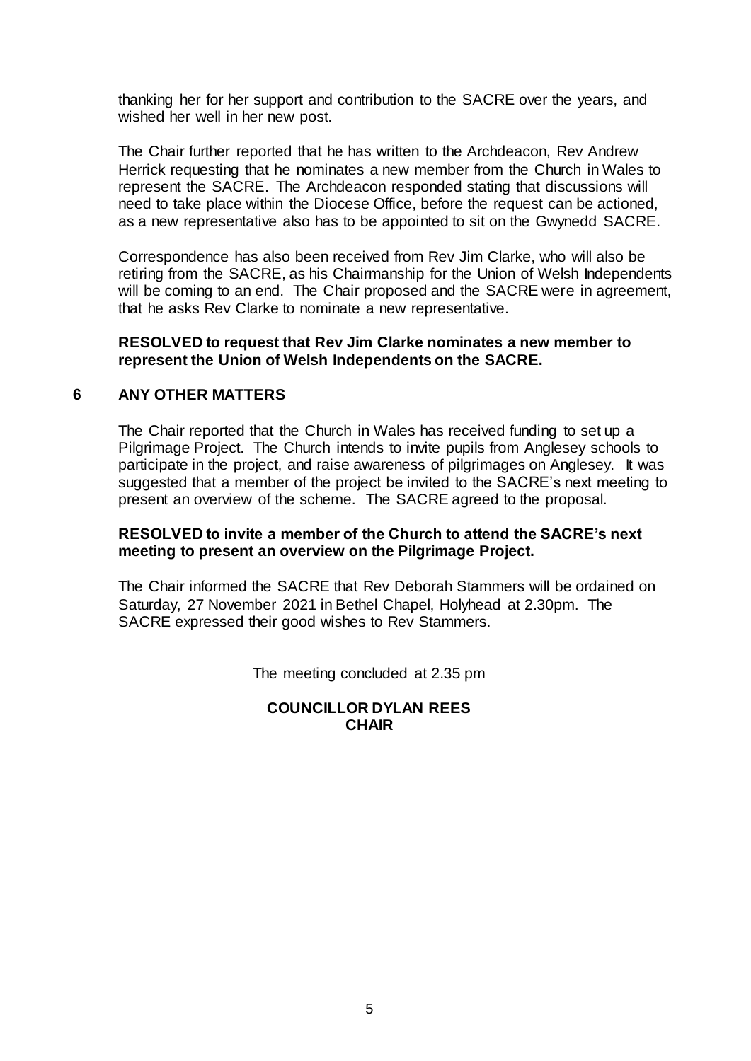thanking her for her support and contribution to the SACRE over the years, and wished her well in her new post.

The Chair further reported that he has written to the Archdeacon, Rev Andrew Herrick requesting that he nominates a new member from the Church in Wales to represent the SACRE. The Archdeacon responded stating that discussions will need to take place within the Diocese Office, before the request can be actioned, as a new representative also has to be appointed to sit on the Gwynedd SACRE.

Correspondence has also been received from Rev Jim Clarke, who will also be retiring from the SACRE, as his Chairmanship for the Union of Welsh Independents will be coming to an end. The Chair proposed and the SACRE were in agreement, that he asks Rev Clarke to nominate a new representative.

**RESOLVED to request that Rev Jim Clarke nominates a new member to represent the Union of Welsh Independents on the SACRE.**

## 6 ANY OTHER MATTERS

The Chair reported that the Church in Wales has received funding to set up a Pilgrimage Project. The Church intends to invite pupils from Anglesey schools to participate in the project, and raise awareness of pilgrimages on Anglesey. It was suggested that a member of the project be invited to the SACRE's next meeting to present an overview of the scheme. The SACRE agreed to the proposal.

**RESOLVED to invite a member of the Church to attend the SACRE's next meeting to present an overview on the Pilgrimage Project.**

The Chair informed the SACRE that Rev Deborah Stammers will be ordained on Saturday, 27 November 2021 in Bethel Chapel, Holyhead at 2.30pm. The SACRE expressed their good wishes to Rev Stammers.

The meeting concluded at 2.35 pm

**COUNCILLOR DYLAN REES**
**CHAIR**